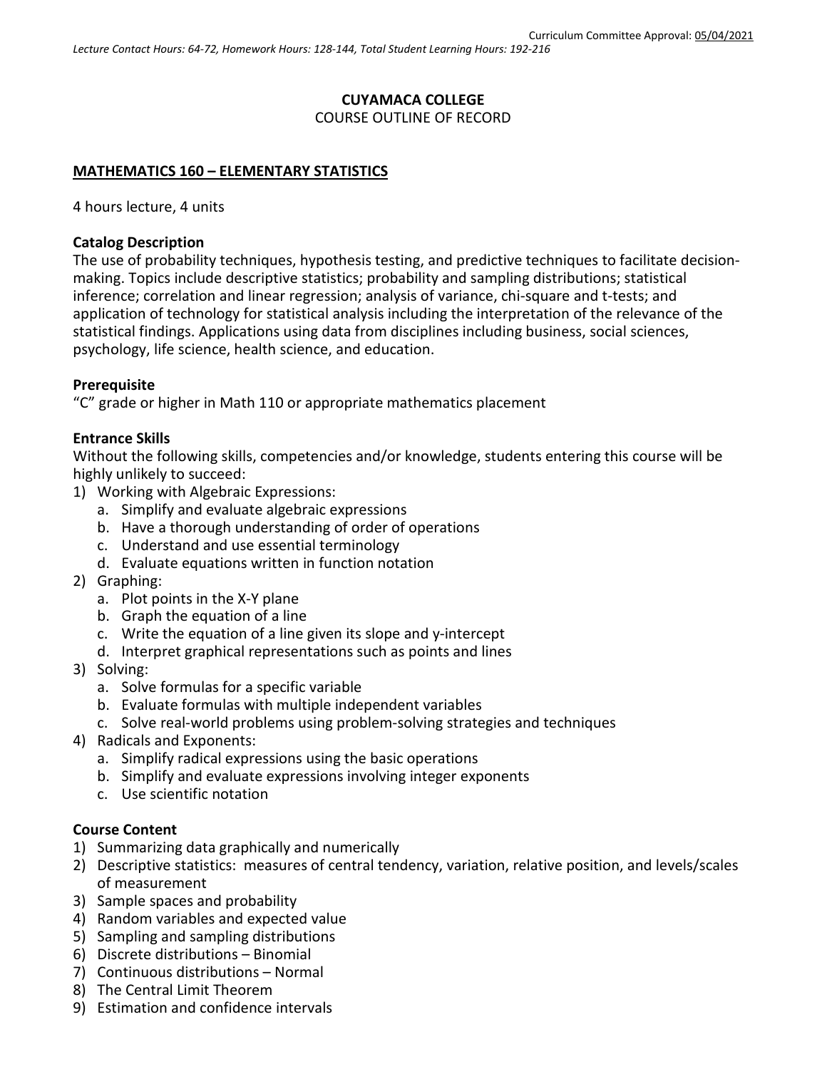Curriculum Committee Approval: 05/04/2021

*Lecture Contact Hours: 64-72, Homework Hours: 128-144, Total Student Learning Hours: 192-216*

**CUYAMACA COLLEGE**

COURSE OUTLINE OF RECORD

## MATHEMATICS 160 – ELEMENTARY STATISTICS

4 hours lecture, 4 units

### Catalog Description

The use of probability techniques, hypothesis testing, and predictive techniques to facilitate decision-making. Topics include descriptive statistics; probability and sampling distributions; statistical inference; correlation and linear regression; analysis of variance, chi-square and t-tests; and application of technology for statistical analysis including the interpretation of the relevance of the statistical findings. Applications using data from disciplines including business, social sciences, psychology, life science, health science, and education.

### Prerequisite

"C" grade or higher in Math 110 or appropriate mathematics placement

### Entrance Skills

Without the following skills, competencies and/or knowledge, students entering this course will be highly unlikely to succeed:

1) Working with Algebraic Expressions:
   a. Simplify and evaluate algebraic expressions
   b. Have a thorough understanding of order of operations
   c. Understand and use essential terminology
   d. Evaluate equations written in function notation
2) Graphing:
   a. Plot points in the X-Y plane
   b. Graph the equation of a line
   c. Write the equation of a line given its slope and y-intercept
   d. Interpret graphical representations such as points and lines
3) Solving:
   a. Solve formulas for a specific variable
   b. Evaluate formulas with multiple independent variables
   c. Solve real-world problems using problem-solving strategies and techniques
4) Radicals and Exponents:
   a. Simplify radical expressions using the basic operations
   b. Simplify and evaluate expressions involving integer exponents
   c. Use scientific notation

### Course Content

1) Summarizing data graphically and numerically
2) Descriptive statistics: measures of central tendency, variation, relative position, and levels/scales of measurement
3) Sample spaces and probability
4) Random variables and expected value
5) Sampling and sampling distributions
6) Discrete distributions – Binomial
7) Continuous distributions – Normal
8) The Central Limit Theorem
9) Estimation and confidence intervals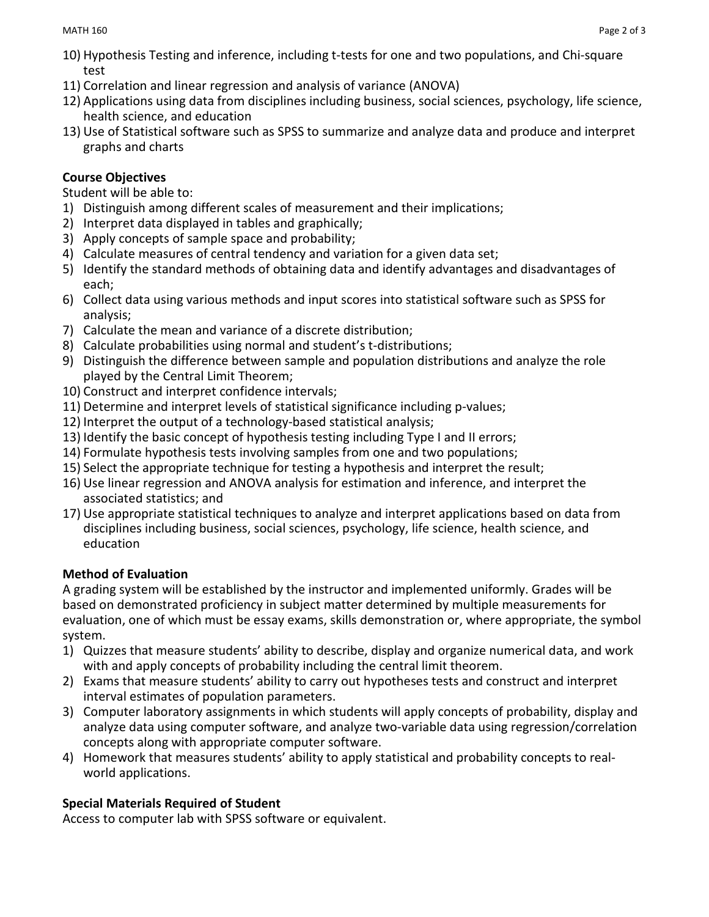10) Hypothesis Testing and inference, including t-tests for one and two populations, and Chi-square test
11) Correlation and linear regression and analysis of variance (ANOVA)
12) Applications using data from disciplines including business, social sciences, psychology, life science, health science, and education
13) Use of Statistical software such as SPSS to summarize and analyze data and produce and interpret graphs and charts

**Course Objectives**

Student will be able to:

1) Distinguish among different scales of measurement and their implications;
2) Interpret data displayed in tables and graphically;
3) Apply concepts of sample space and probability;
4) Calculate measures of central tendency and variation for a given data set;
5) Identify the standard methods of obtaining data and identify advantages and disadvantages of each;
6) Collect data using various methods and input scores into statistical software such as SPSS for analysis;
7) Calculate the mean and variance of a discrete distribution;
8) Calculate probabilities using normal and student's t-distributions;
9) Distinguish the difference between sample and population distributions and analyze the role played by the Central Limit Theorem;
10) Construct and interpret confidence intervals;
11) Determine and interpret levels of statistical significance including p-values;
12) Interpret the output of a technology-based statistical analysis;
13) Identify the basic concept of hypothesis testing including Type I and II errors;
14) Formulate hypothesis tests involving samples from one and two populations;
15) Select the appropriate technique for testing a hypothesis and interpret the result;
16) Use linear regression and ANOVA analysis for estimation and inference, and interpret the associated statistics; and
17) Use appropriate statistical techniques to analyze and interpret applications based on data from disciplines including business, social sciences, psychology, life science, health science, and education

**Method of Evaluation**

A grading system will be established by the instructor and implemented uniformly. Grades will be based on demonstrated proficiency in subject matter determined by multiple measurements for evaluation, one of which must be essay exams, skills demonstration or, where appropriate, the symbol system.

1) Quizzes that measure students' ability to describe, display and organize numerical data, and work with and apply concepts of probability including the central limit theorem.
2) Exams that measure students' ability to carry out hypotheses tests and construct and interpret interval estimates of population parameters.
3) Computer laboratory assignments in which students will apply concepts of probability, display and analyze data using computer software, and analyze two-variable data using regression/correlation concepts along with appropriate computer software.
4) Homework that measures students' ability to apply statistical and probability concepts to real-world applications.

**Special Materials Required of Student**

Access to computer lab with SPSS software or equivalent.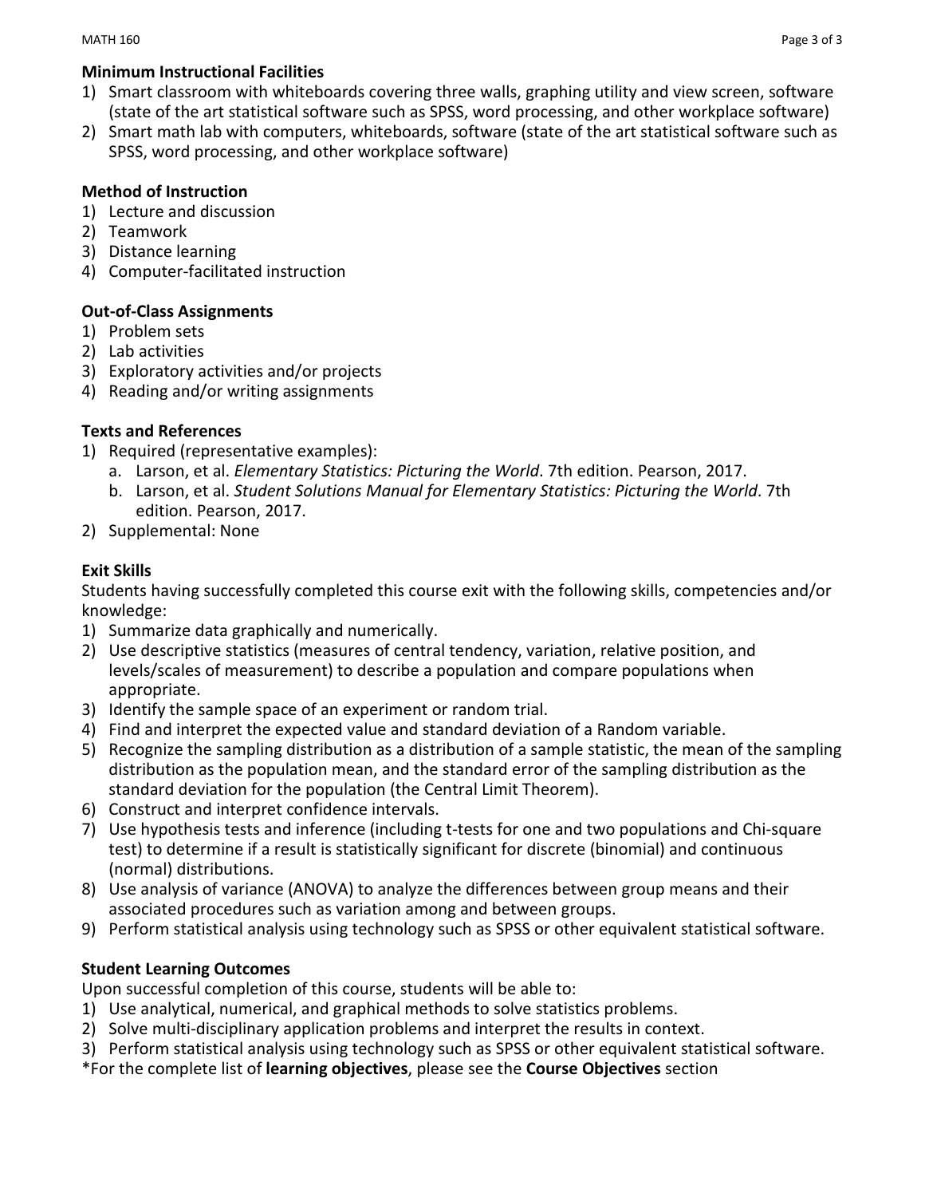**Minimum Instructional Facilities**

1) Smart classroom with whiteboards covering three walls, graphing utility and view screen, software (state of the art statistical software such as SPSS, word processing, and other workplace software)
2) Smart math lab with computers, whiteboards, software (state of the art statistical software such as SPSS, word processing, and other workplace software)

**Method of Instruction**

1) Lecture and discussion
2) Teamwork
3) Distance learning
4) Computer-facilitated instruction

**Out-of-Class Assignments**

1) Problem sets
2) Lab activities
3) Exploratory activities and/or projects
4) Reading and/or writing assignments

**Texts and References**

1) Required (representative examples):
   a. Larson, et al. *Elementary Statistics: Picturing the World*. 7th edition. Pearson, 2017.
   b. Larson, et al. *Student Solutions Manual for Elementary Statistics: Picturing the World*. 7th edition. Pearson, 2017.
2) Supplemental: None

**Exit Skills**

Students having successfully completed this course exit with the following skills, competencies and/or knowledge:

1) Summarize data graphically and numerically.
2) Use descriptive statistics (measures of central tendency, variation, relative position, and levels/scales of measurement) to describe a population and compare populations when appropriate.
3) Identify the sample space of an experiment or random trial.
4) Find and interpret the expected value and standard deviation of a Random variable.
5) Recognize the sampling distribution as a distribution of a sample statistic, the mean of the sampling distribution as the population mean, and the standard error of the sampling distribution as the standard deviation for the population (the Central Limit Theorem).
6) Construct and interpret confidence intervals.
7) Use hypothesis tests and inference (including t-tests for one and two populations and Chi-square test) to determine if a result is statistically significant for discrete (binomial) and continuous (normal) distributions.
8) Use analysis of variance (ANOVA) to analyze the differences between group means and their associated procedures such as variation among and between groups.
9) Perform statistical analysis using technology such as SPSS or other equivalent statistical software.

**Student Learning Outcomes**

Upon successful completion of this course, students will be able to:

1) Use analytical, numerical, and graphical methods to solve statistics problems.
2) Solve multi-disciplinary application problems and interpret the results in context.
3) Perform statistical analysis using technology such as SPSS or other equivalent statistical software.

*For the complete list of **learning objectives**, please see the **Course Objectives** section